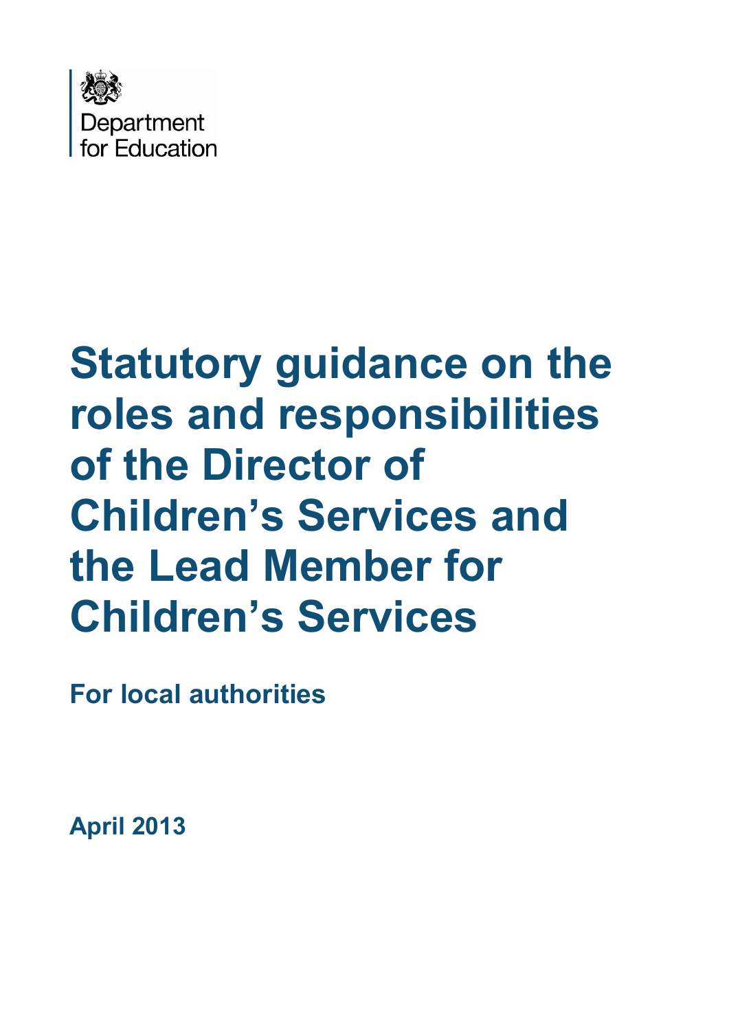Department for Education

# Statutory guidance on the roles and responsibilities of the Director of Children's Services and the Lead Member for Children's Services

**For local authorities**

**April 2013**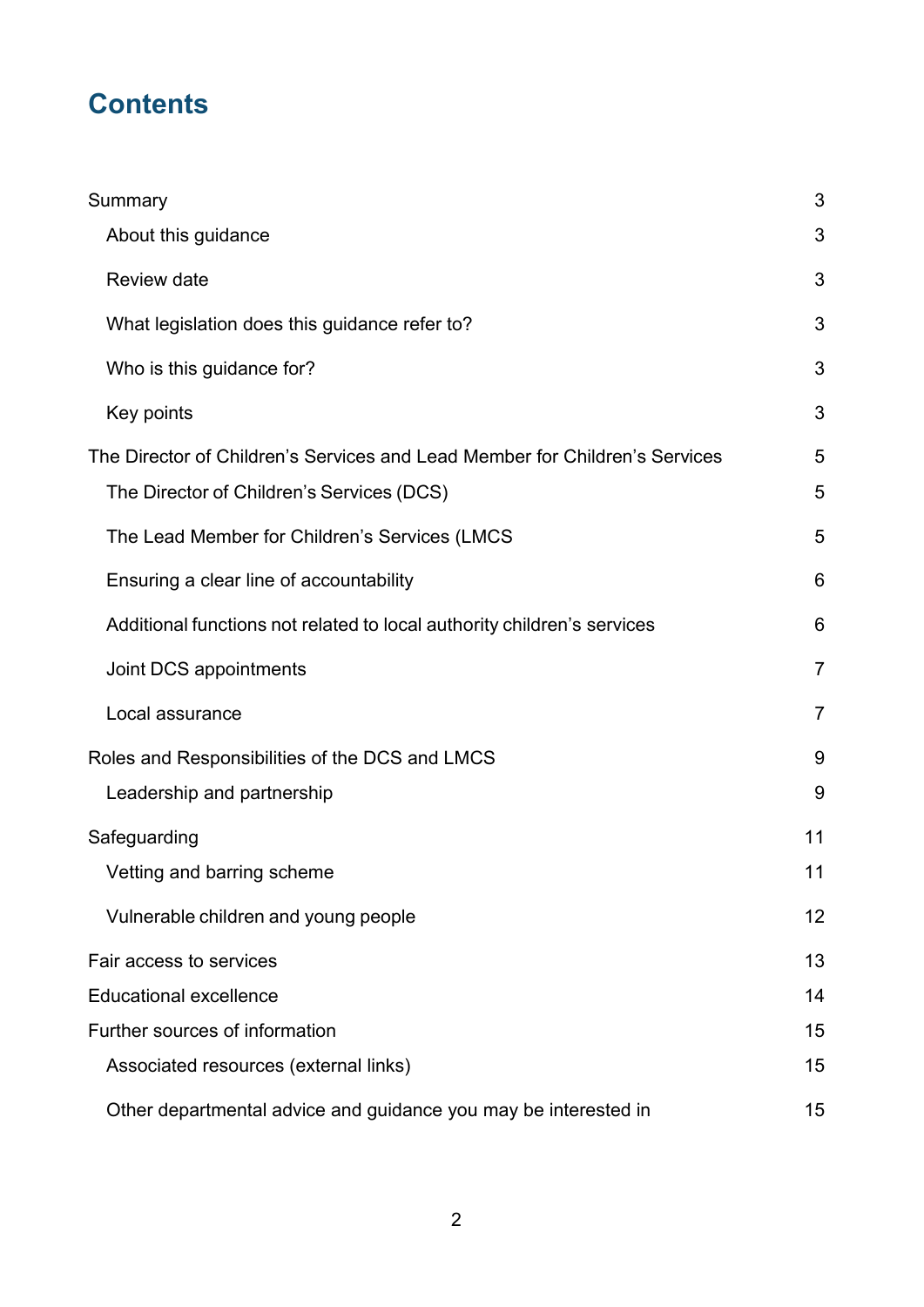# Contents

| | |
|---|---|
| Summary | 3 |
| About this guidance | 3 |
| Review date | 3 |
| What legislation does this guidance refer to? | 3 |
| Who is this guidance for? | 3 |
| Key points | 3 |
| The Director of Children's Services and Lead Member for Children's Services | 5 |
| The Director of Children's Services (DCS) | 5 |
| The Lead Member for Children's Services (LMCS | 5 |
| Ensuring a clear line of accountability | 6 |
| Additional functions not related to local authority children's services | 6 |
| Joint DCS appointments | 7 |
| Local assurance | 7 |
| Roles and Responsibilities of the DCS and LMCS | 9 |
| Leadership and partnership | 9 |
| Safeguarding | 11 |
| Vetting and barring scheme | 11 |
| Vulnerable children and young people | 12 |
| Fair access to services | 13 |
| Educational excellence | 14 |
| Further sources of information | 15 |
| Associated resources (external links) | 15 |
| Other departmental advice and guidance you may be interested in | 15 |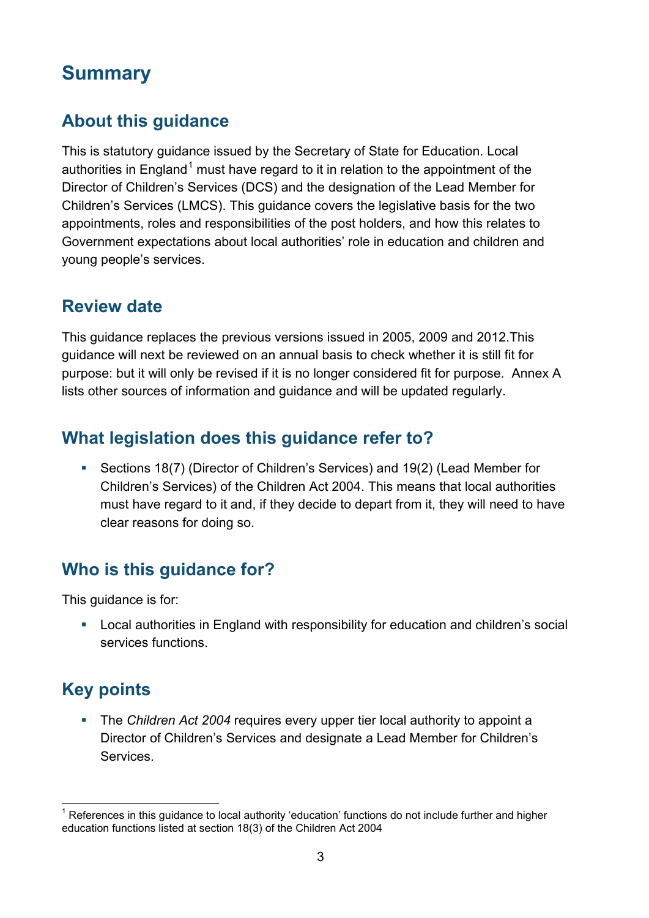# Summary

## About this guidance

This is statutory guidance issued by the Secretary of State for Education. Local authorities in England[1] must have regard to it in relation to the appointment of the Director of Children's Services (DCS) and the designation of the Lead Member for Children's Services (LMCS). This guidance covers the legislative basis for the two appointments, roles and responsibilities of the post holders, and how this relates to Government expectations about local authorities' role in education and children and young people's services.

## Review date

This guidance replaces the previous versions issued in 2005, 2009 and 2012.This guidance will next be reviewed on an annual basis to check whether it is still fit for purpose: but it will only be revised if it is no longer considered fit for purpose. Annex A lists other sources of information and guidance and will be updated regularly.

## What legislation does this guidance refer to?

- Sections 18(7) (Director of Children's Services) and 19(2) (Lead Member for Children's Services) of the Children Act 2004. This means that local authorities must have regard to it and, if they decide to depart from it, they will need to have clear reasons for doing so.

## Who is this guidance for?

This guidance is for:

- Local authorities in England with responsibility for education and children's social services functions.

## Key points

- The *Children Act 2004* requires every upper tier local authority to appoint a Director of Children's Services and designate a Lead Member for Children's Services.

[1] References in this guidance to local authority 'education' functions do not include further and higher education functions listed at section 18(3) of the Children Act 2004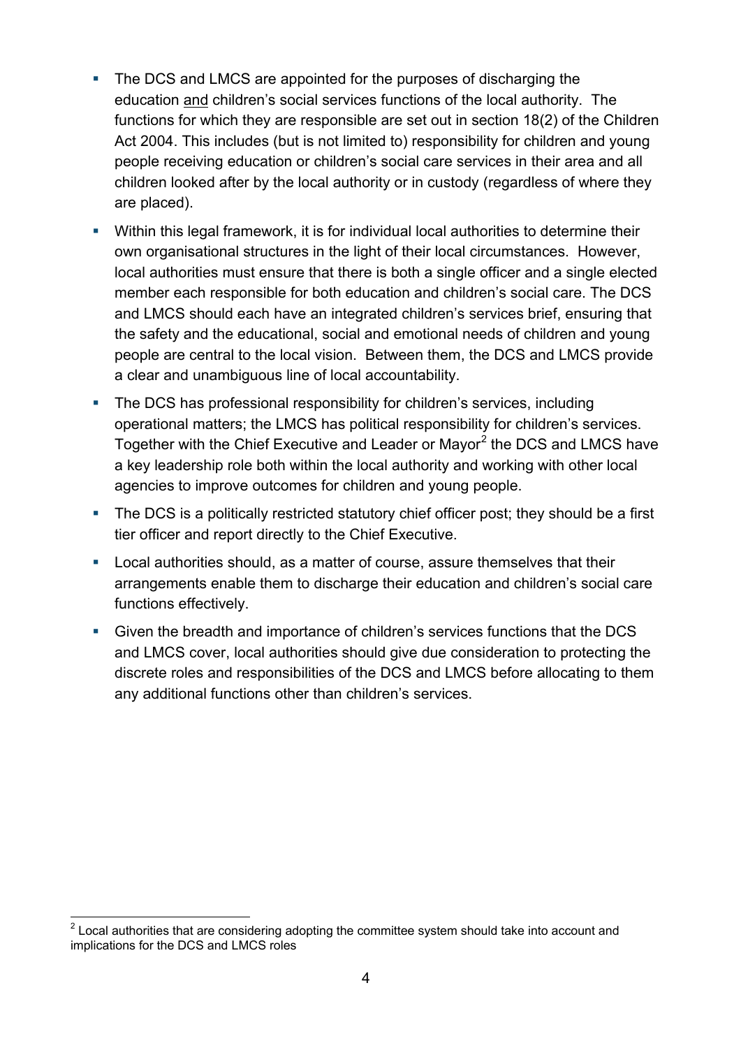- The DCS and LMCS are appointed for the purposes of discharging the education <u>and</u> children's social services functions of the local authority. The functions for which they are responsible are set out in section 18(2) of the Children Act 2004. This includes (but is not limited to) responsibility for children and young people receiving education or children's social care services in their area and all children looked after by the local authority or in custody (regardless of where they are placed).
- Within this legal framework, it is for individual local authorities to determine their own organisational structures in the light of their local circumstances. However, local authorities must ensure that there is both a single officer and a single elected member each responsible for both education and children's social care. The DCS and LMCS should each have an integrated children's services brief, ensuring that the safety and the educational, social and emotional needs of children and young people are central to the local vision. Between them, the DCS and LMCS provide a clear and unambiguous line of local accountability.
- The DCS has professional responsibility for children's services, including operational matters; the LMCS has political responsibility for children's services. Together with the Chief Executive and Leader or Mayor[2] the DCS and LMCS have a key leadership role both within the local authority and working with other local agencies to improve outcomes for children and young people.
- The DCS is a politically restricted statutory chief officer post; they should be a first tier officer and report directly to the Chief Executive.
- Local authorities should, as a matter of course, assure themselves that their arrangements enable them to discharge their education and children's social care functions effectively.
- Given the breadth and importance of children's services functions that the DCS and LMCS cover, local authorities should give due consideration to protecting the discrete roles and responsibilities of the DCS and LMCS before allocating to them any additional functions other than children's services.

[2] Local authorities that are considering adopting the committee system should take into account and implications for the DCS and LMCS roles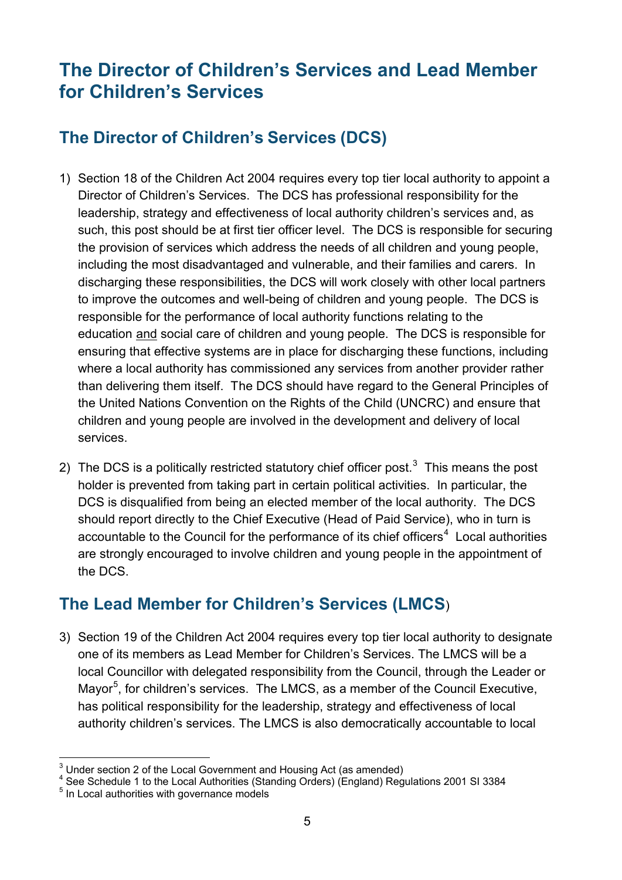# The Director of Children's Services and Lead Member for Children's Services

## The Director of Children's Services (DCS)

1) Section 18 of the Children Act 2004 requires every top tier local authority to appoint a Director of Children's Services. The DCS has professional responsibility for the leadership, strategy and effectiveness of local authority children's services and, as such, this post should be at first tier officer level. The DCS is responsible for securing the provision of services which address the needs of all children and young people, including the most disadvantaged and vulnerable, and their families and carers. In discharging these responsibilities, the DCS will work closely with other local partners to improve the outcomes and well-being of children and young people. The DCS is responsible for the performance of local authority functions relating to the education <u>and</u> social care of children and young people. The DCS is responsible for ensuring that effective systems are in place for discharging these functions, including where a local authority has commissioned any services from another provider rather than delivering them itself. The DCS should have regard to the General Principles of the United Nations Convention on the Rights of the Child (UNCRC) and ensure that children and young people are involved in the development and delivery of local services.

2) The DCS is a politically restricted statutory chief officer post.[3] This means the post holder is prevented from taking part in certain political activities. In particular, the DCS is disqualified from being an elected member of the local authority. The DCS should report directly to the Chief Executive (Head of Paid Service), who in turn is accountable to the Council for the performance of its chief officers[4] Local authorities are strongly encouraged to involve children and young people in the appointment of the DCS.

## The Lead Member for Children's Services (LMCS)

3) Section 19 of the Children Act 2004 requires every top tier local authority to designate one of its members as Lead Member for Children's Services. The LMCS will be a local Councillor with delegated responsibility from the Council, through the Leader or Mayor[5], for children's services. The LMCS, as a member of the Council Executive, has political responsibility for the leadership, strategy and effectiveness of local authority children's services. The LMCS is also democratically accountable to local

---

[3] Under section 2 of the Local Government and Housing Act (as amended)

[4] See Schedule 1 to the Local Authorities (Standing Orders) (England) Regulations 2001 SI 3384

[5] In Local authorities with governance models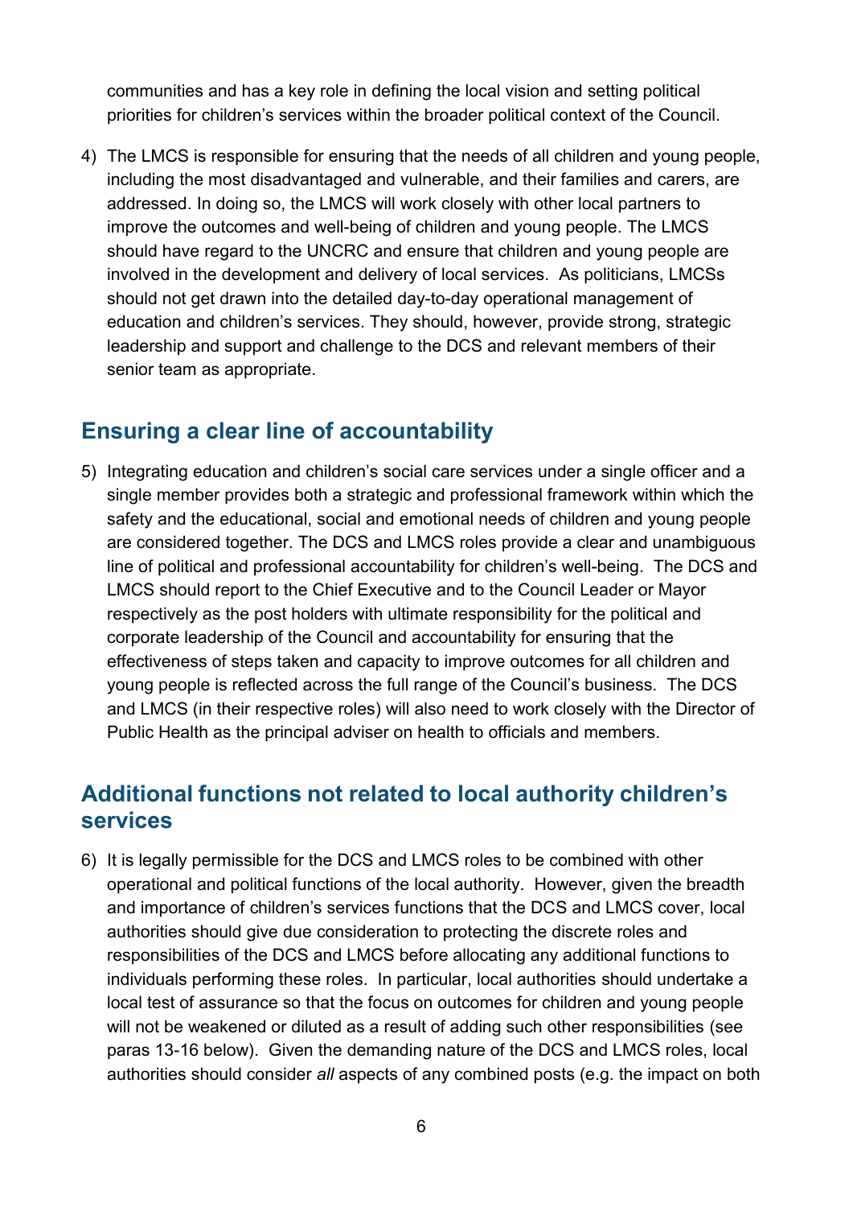communities and has a key role in defining the local vision and setting political priorities for children's services within the broader political context of the Council.

4) The LMCS is responsible for ensuring that the needs of all children and young people, including the most disadvantaged and vulnerable, and their families and carers, are addressed. In doing so, the LMCS will work closely with other local partners to improve the outcomes and well-being of children and young people. The LMCS should have regard to the UNCRC and ensure that children and young people are involved in the development and delivery of local services. As politicians, LMCSs should not get drawn into the detailed day-to-day operational management of education and children's services. They should, however, provide strong, strategic leadership and support and challenge to the DCS and relevant members of their senior team as appropriate.

## Ensuring a clear line of accountability

5) Integrating education and children's social care services under a single officer and a single member provides both a strategic and professional framework within which the safety and the educational, social and emotional needs of children and young people are considered together. The DCS and LMCS roles provide a clear and unambiguous line of political and professional accountability for children's well-being. The DCS and LMCS should report to the Chief Executive and to the Council Leader or Mayor respectively as the post holders with ultimate responsibility for the political and corporate leadership of the Council and accountability for ensuring that the effectiveness of steps taken and capacity to improve outcomes for all children and young people is reflected across the full range of the Council's business. The DCS and LMCS (in their respective roles) will also need to work closely with the Director of Public Health as the principal adviser on health to officials and members.

## Additional functions not related to local authority children's services

6) It is legally permissible for the DCS and LMCS roles to be combined with other operational and political functions of the local authority. However, given the breadth and importance of children's services functions that the DCS and LMCS cover, local authorities should give due consideration to protecting the discrete roles and responsibilities of the DCS and LMCS before allocating any additional functions to individuals performing these roles. In particular, local authorities should undertake a local test of assurance so that the focus on outcomes for children and young people will not be weakened or diluted as a result of adding such other responsibilities (see paras 13-16 below). Given the demanding nature of the DCS and LMCS roles, local authorities should consider *all* aspects of any combined posts (e.g. the impact on both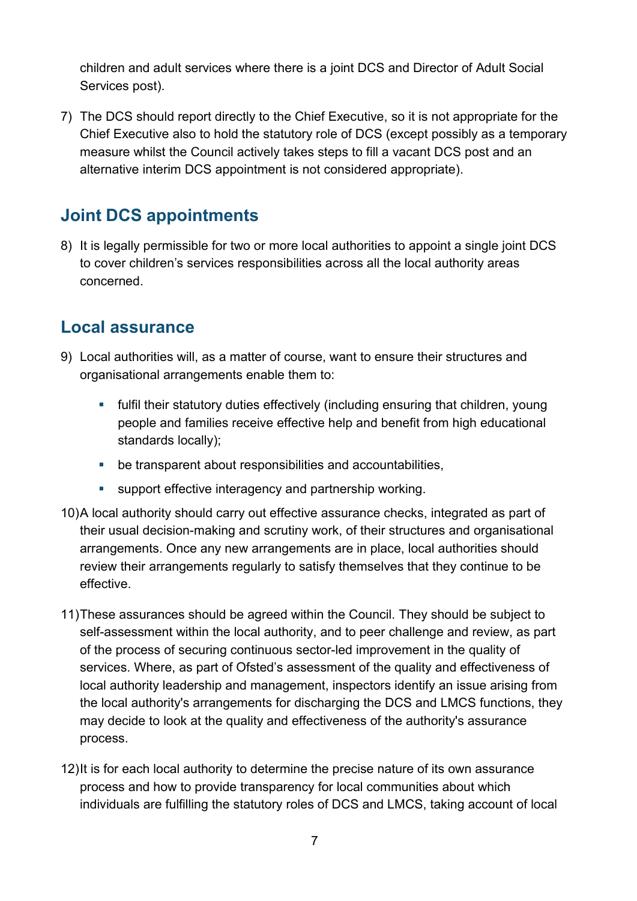children and adult services where there is a joint DCS and Director of Adult Social Services post).

7) The DCS should report directly to the Chief Executive, so it is not appropriate for the Chief Executive also to hold the statutory role of DCS (except possibly as a temporary measure whilst the Council actively takes steps to fill a vacant DCS post and an alternative interim DCS appointment is not considered appropriate).

## Joint DCS appointments

8) It is legally permissible for two or more local authorities to appoint a single joint DCS to cover children's services responsibilities across all the local authority areas concerned.

## Local assurance

9) Local authorities will, as a matter of course, want to ensure their structures and organisational arrangements enable them to:

   - fulfil their statutory duties effectively (including ensuring that children, young people and families receive effective help and benefit from high educational standards locally);
   - be transparent about responsibilities and accountabilities,
   - support effective interagency and partnership working.

10) A local authority should carry out effective assurance checks, integrated as part of their usual decision-making and scrutiny work, of their structures and organisational arrangements. Once any new arrangements are in place, local authorities should review their arrangements regularly to satisfy themselves that they continue to be effective.

11) These assurances should be agreed within the Council. They should be subject to self-assessment within the local authority, and to peer challenge and review, as part of the process of securing continuous sector-led improvement in the quality of services. Where, as part of Ofsted's assessment of the quality and effectiveness of local authority leadership and management, inspectors identify an issue arising from the local authority's arrangements for discharging the DCS and LMCS functions, they may decide to look at the quality and effectiveness of the authority's assurance process.

12) It is for each local authority to determine the precise nature of its own assurance process and how to provide transparency for local communities about which individuals are fulfilling the statutory roles of DCS and LMCS, taking account of local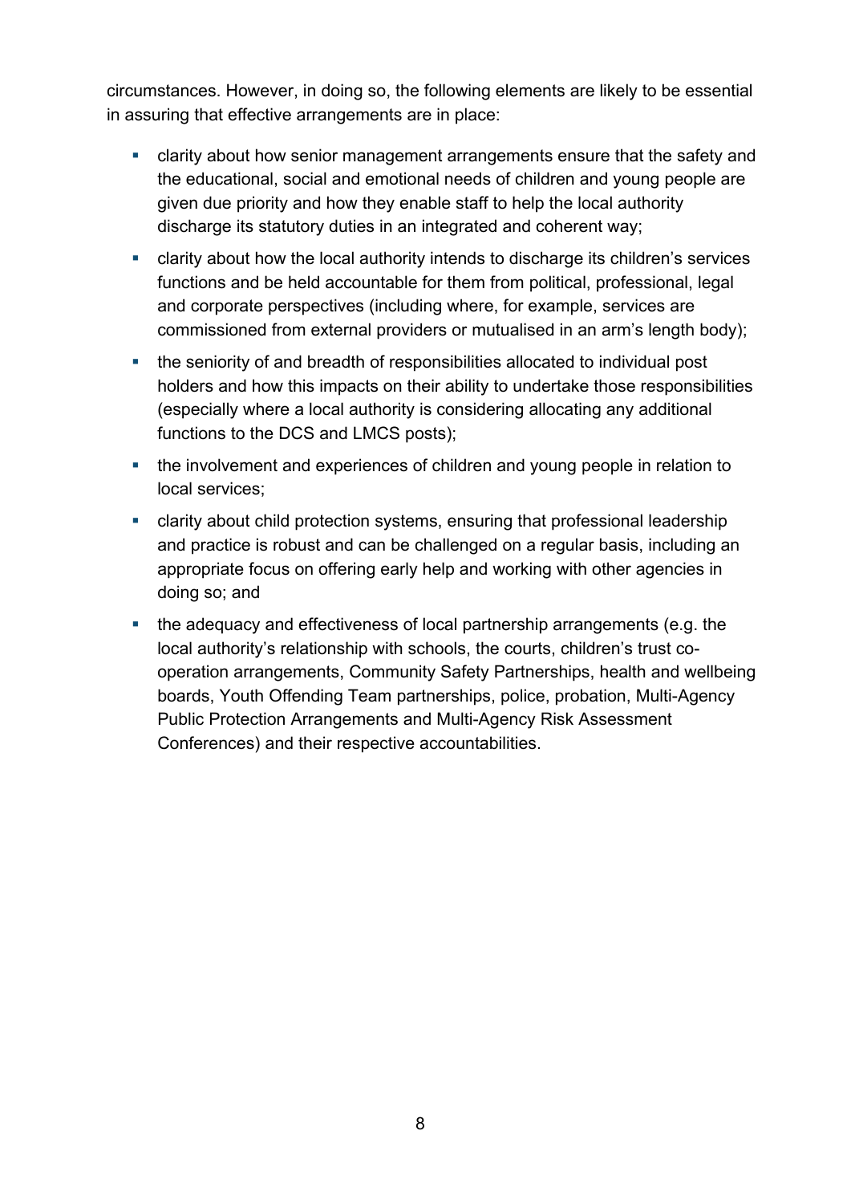circumstances. However, in doing so, the following elements are likely to be essential in assuring that effective arrangements are in place:

- clarity about how senior management arrangements ensure that the safety and the educational, social and emotional needs of children and young people are given due priority and how they enable staff to help the local authority discharge its statutory duties in an integrated and coherent way;
- clarity about how the local authority intends to discharge its children's services functions and be held accountable for them from political, professional, legal and corporate perspectives (including where, for example, services are commissioned from external providers or mutualised in an arm's length body);
- the seniority of and breadth of responsibilities allocated to individual post holders and how this impacts on their ability to undertake those responsibilities (especially where a local authority is considering allocating any additional functions to the DCS and LMCS posts);
- the involvement and experiences of children and young people in relation to local services;
- clarity about child protection systems, ensuring that professional leadership and practice is robust and can be challenged on a regular basis, including an appropriate focus on offering early help and working with other agencies in doing so; and
- the adequacy and effectiveness of local partnership arrangements (e.g. the local authority's relationship with schools, the courts, children's trust co-operation arrangements, Community Safety Partnerships, health and wellbeing boards, Youth Offending Team partnerships, police, probation, Multi-Agency Public Protection Arrangements and Multi-Agency Risk Assessment Conferences) and their respective accountabilities.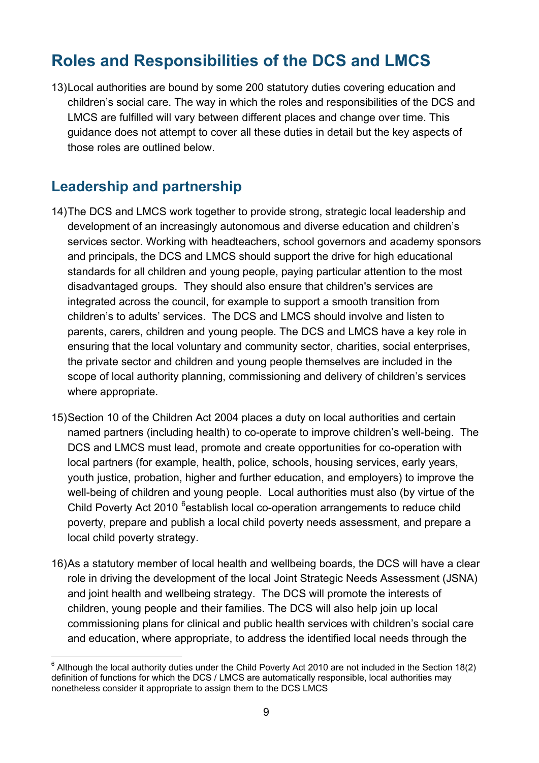## Roles and Responsibilities of the DCS and LMCS

13) Local authorities are bound by some 200 statutory duties covering education and children's social care. The way in which the roles and responsibilities of the DCS and LMCS are fulfilled will vary between different places and change over time. This guidance does not attempt to cover all these duties in detail but the key aspects of those roles are outlined below.

### Leadership and partnership

14) The DCS and LMCS work together to provide strong, strategic local leadership and development of an increasingly autonomous and diverse education and children's services sector. Working with headteachers, school governors and academy sponsors and principals, the DCS and LMCS should support the drive for high educational standards for all children and young people, paying particular attention to the most disadvantaged groups. They should also ensure that children's services are integrated across the council, for example to support a smooth transition from children's to adults' services. The DCS and LMCS should involve and listen to parents, carers, children and young people. The DCS and LMCS have a key role in ensuring that the local voluntary and community sector, charities, social enterprises, the private sector and children and young people themselves are included in the scope of local authority planning, commissioning and delivery of children's services where appropriate.

15) Section 10 of the Children Act 2004 places a duty on local authorities and certain named partners (including health) to co-operate to improve children's well-being. The DCS and LMCS must lead, promote and create opportunities for co-operation with local partners (for example, health, police, schools, housing services, early years, youth justice, probation, higher and further education, and employers) to improve the well-being of children and young people. Local authorities must also (by virtue of the Child Poverty Act 2010 [6]establish local co-operation arrangements to reduce child poverty, prepare and publish a local child poverty needs assessment, and prepare a local child poverty strategy.

16) As a statutory member of local health and wellbeing boards, the DCS will have a clear role in driving the development of the local Joint Strategic Needs Assessment (JSNA) and joint health and wellbeing strategy. The DCS will promote the interests of children, young people and their families. The DCS will also help join up local commissioning plans for clinical and public health services with children's social care and education, where appropriate, to address the identified local needs through the

[6] Although the local authority duties under the Child Poverty Act 2010 are not included in the Section 18(2) definition of functions for which the DCS / LMCS are automatically responsible, local authorities may nonetheless consider it appropriate to assign them to the DCS LMCS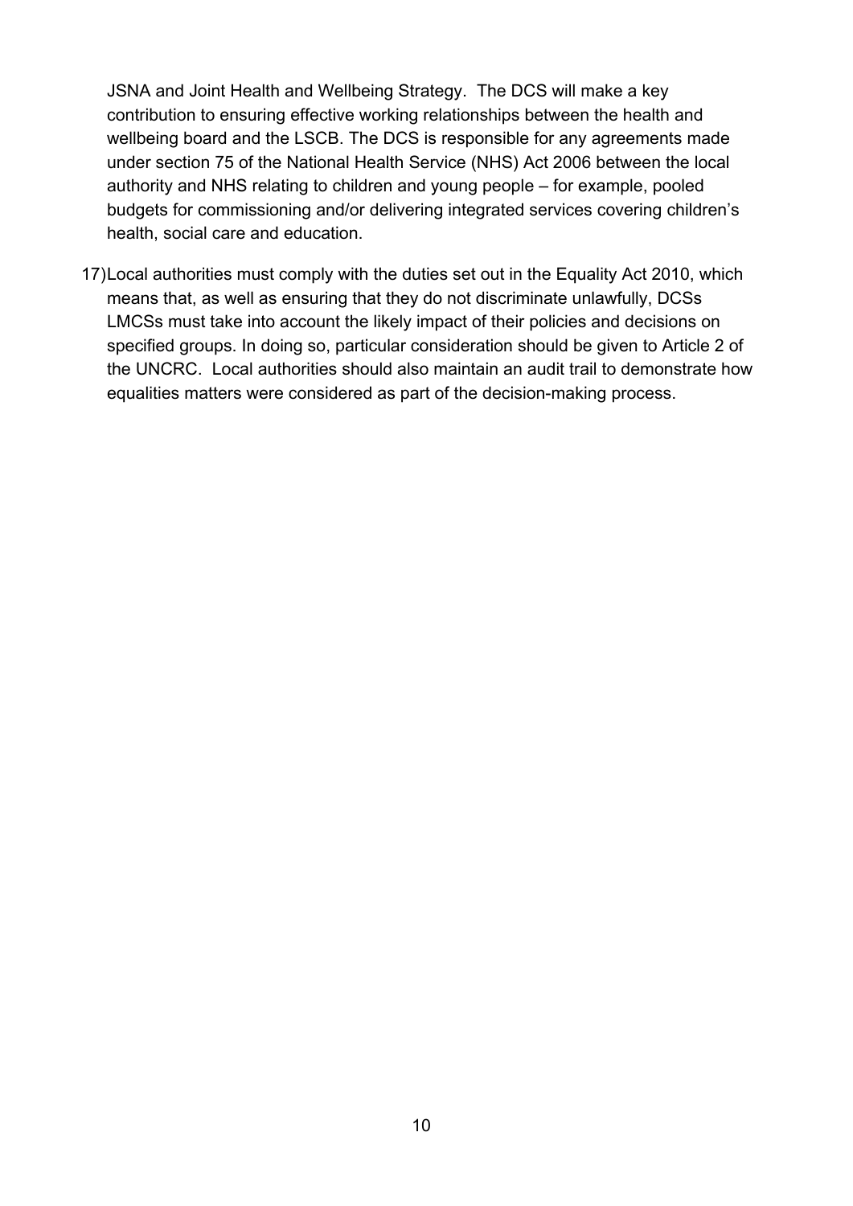JSNA and Joint Health and Wellbeing Strategy. The DCS will make a key contribution to ensuring effective working relationships between the health and wellbeing board and the LSCB. The DCS is responsible for any agreements made under section 75 of the National Health Service (NHS) Act 2006 between the local authority and NHS relating to children and young people – for example, pooled budgets for commissioning and/or delivering integrated services covering children's health, social care and education.

17) Local authorities must comply with the duties set out in the Equality Act 2010, which means that, as well as ensuring that they do not discriminate unlawfully, DCSs LMCSs must take into account the likely impact of their policies and decisions on specified groups. In doing so, particular consideration should be given to Article 2 of the UNCRC. Local authorities should also maintain an audit trail to demonstrate how equalities matters were considered as part of the decision-making process.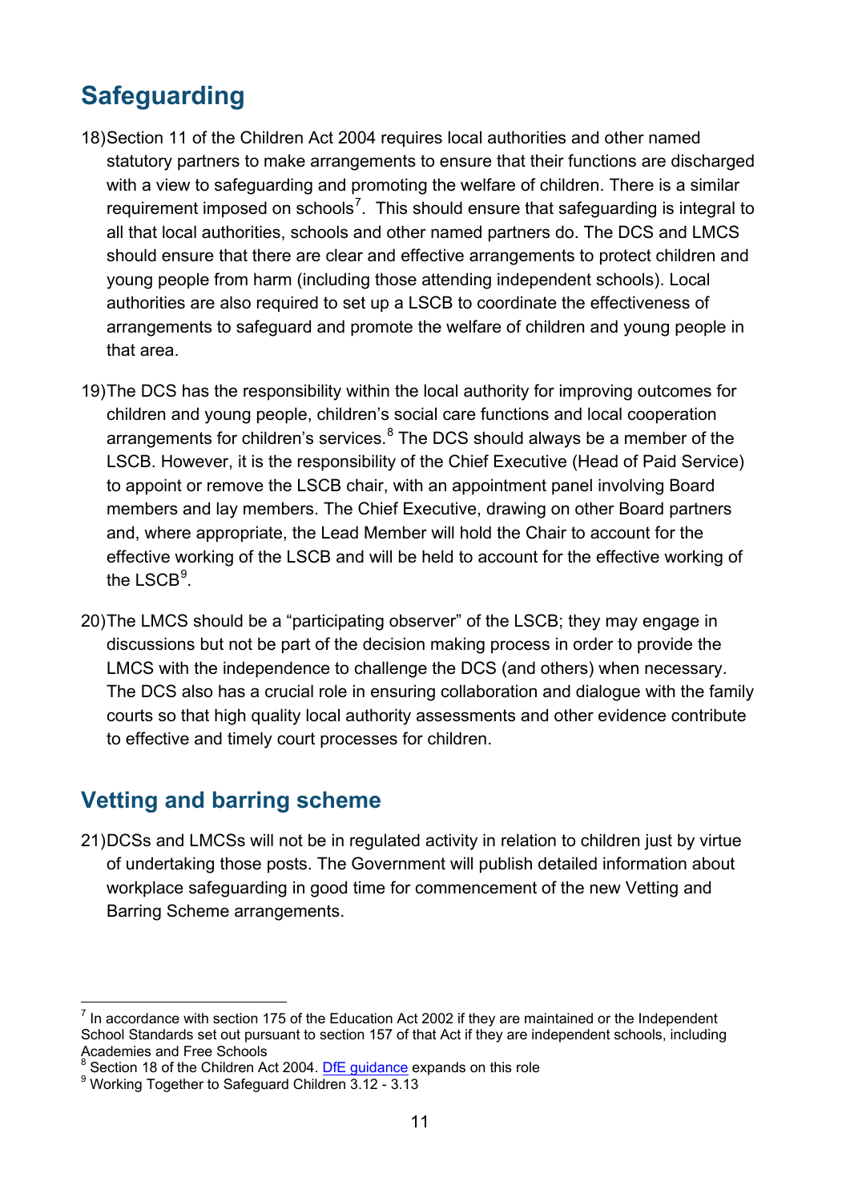## Safeguarding

18) Section 11 of the Children Act 2004 requires local authorities and other named statutory partners to make arrangements to ensure that their functions are discharged with a view to safeguarding and promoting the welfare of children. There is a similar requirement imposed on schools[7]. This should ensure that safeguarding is integral to all that local authorities, schools and other named partners do. The DCS and LMCS should ensure that there are clear and effective arrangements to protect children and young people from harm (including those attending independent schools). Local authorities are also required to set up a LSCB to coordinate the effectiveness of arrangements to safeguard and promote the welfare of children and young people in that area.

19) The DCS has the responsibility within the local authority for improving outcomes for children and young people, children's social care functions and local cooperation arrangements for children's services.[8] The DCS should always be a member of the LSCB. However, it is the responsibility of the Chief Executive (Head of Paid Service) to appoint or remove the LSCB chair, with an appointment panel involving Board members and lay members. The Chief Executive, drawing on other Board partners and, where appropriate, the Lead Member will hold the Chair to account for the effective working of the LSCB and will be held to account for the effective working of the LSCB[9].

20) The LMCS should be a "participating observer" of the LSCB; they may engage in discussions but not be part of the decision making process in order to provide the LMCS with the independence to challenge the DCS (and others) when necessary. The DCS also has a crucial role in ensuring collaboration and dialogue with the family courts so that high quality local authority assessments and other evidence contribute to effective and timely court processes for children.

## Vetting and barring scheme

21) DCSs and LMCSs will not be in regulated activity in relation to children just by virtue of undertaking those posts. The Government will publish detailed information about workplace safeguarding in good time for commencement of the new Vetting and Barring Scheme arrangements.

---

[7] In accordance with section 175 of the Education Act 2002 if they are maintained or the Independent School Standards set out pursuant to section 157 of that Act if they are independent schools, including Academies and Free Schools

[8] Section 18 of the Children Act 2004. DfE guidance expands on this role

[9] Working Together to Safeguard Children 3.12 - 3.13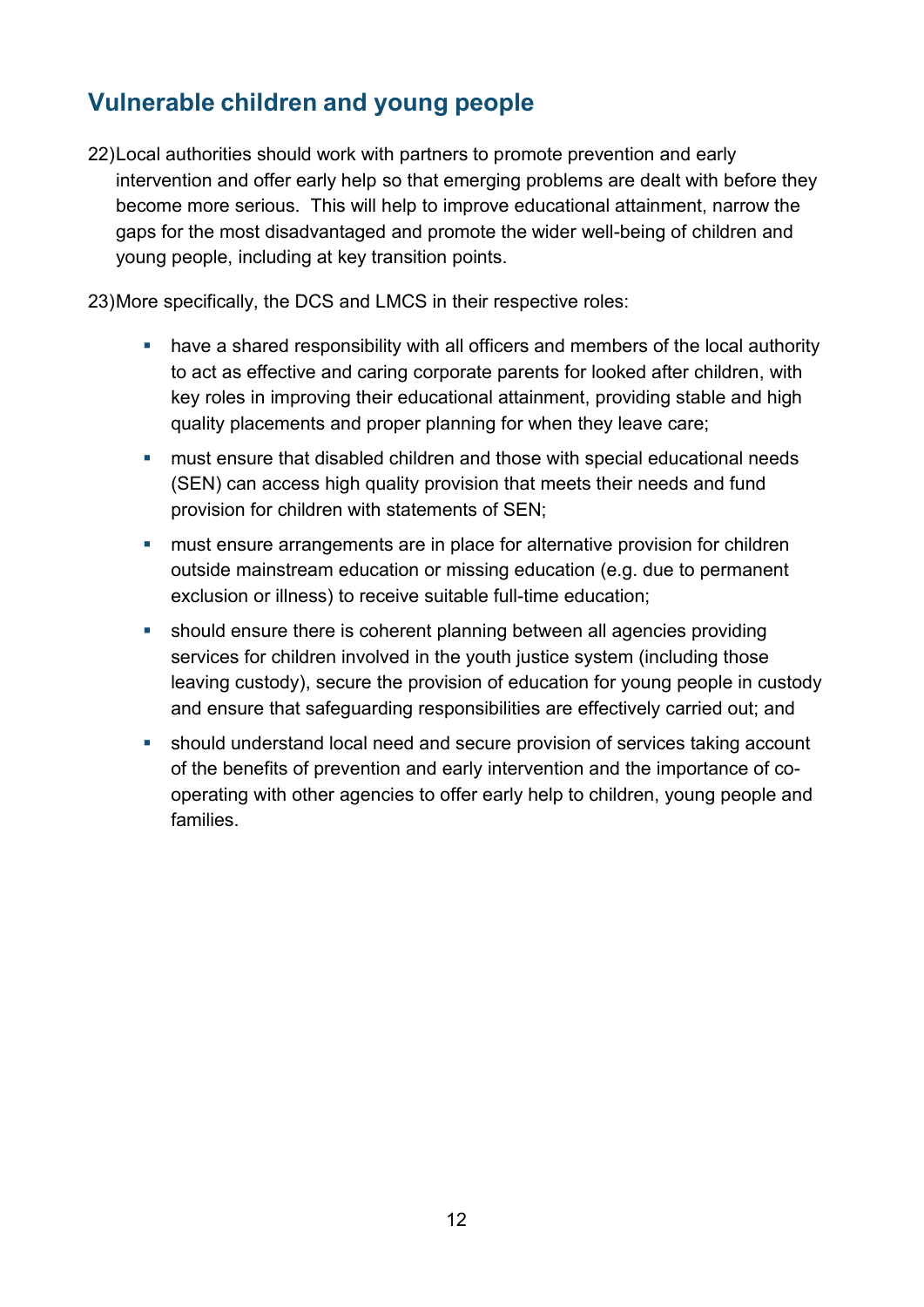## Vulnerable children and young people

22) Local authorities should work with partners to promote prevention and early intervention and offer early help so that emerging problems are dealt with before they become more serious. This will help to improve educational attainment, narrow the gaps for the most disadvantaged and promote the wider well-being of children and young people, including at key transition points.

23) More specifically, the DCS and LMCS in their respective roles:

- have a shared responsibility with all officers and members of the local authority to act as effective and caring corporate parents for looked after children, with key roles in improving their educational attainment, providing stable and high quality placements and proper planning for when they leave care;
- must ensure that disabled children and those with special educational needs (SEN) can access high quality provision that meets their needs and fund provision for children with statements of SEN;
- must ensure arrangements are in place for alternative provision for children outside mainstream education or missing education (e.g. due to permanent exclusion or illness) to receive suitable full-time education;
- should ensure there is coherent planning between all agencies providing services for children involved in the youth justice system (including those leaving custody), secure the provision of education for young people in custody and ensure that safeguarding responsibilities are effectively carried out; and
- should understand local need and secure provision of services taking account of the benefits of prevention and early intervention and the importance of co-operating with other agencies to offer early help to children, young people and families.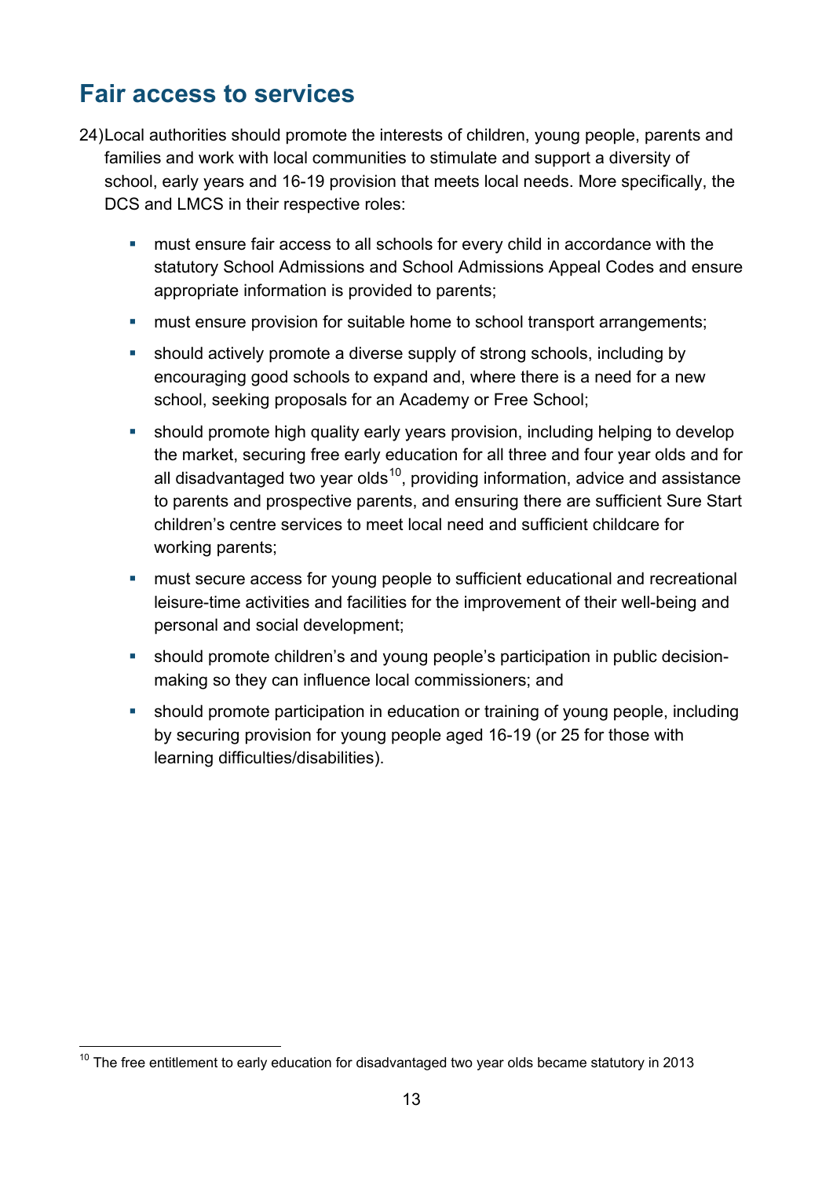## Fair access to services

24) Local authorities should promote the interests of children, young people, parents and families and work with local communities to stimulate and support a diversity of school, early years and 16-19 provision that meets local needs. More specifically, the DCS and LMCS in their respective roles:

- must ensure fair access to all schools for every child in accordance with the statutory School Admissions and School Admissions Appeal Codes and ensure appropriate information is provided to parents;
- must ensure provision for suitable home to school transport arrangements;
- should actively promote a diverse supply of strong schools, including by encouraging good schools to expand and, where there is a need for a new school, seeking proposals for an Academy or Free School;
- should promote high quality early years provision, including helping to develop the market, securing free early education for all three and four year olds and for all disadvantaged two year olds[10], providing information, advice and assistance to parents and prospective parents, and ensuring there are sufficient Sure Start children's centre services to meet local need and sufficient childcare for working parents;
- must secure access for young people to sufficient educational and recreational leisure-time activities and facilities for the improvement of their well-being and personal and social development;
- should promote children's and young people's participation in public decision-making so they can influence local commissioners; and
- should promote participation in education or training of young people, including by securing provision for young people aged 16-19 (or 25 for those with learning difficulties/disabilities).

---

[10] The free entitlement to early education for disadvantaged two year olds became statutory in 2013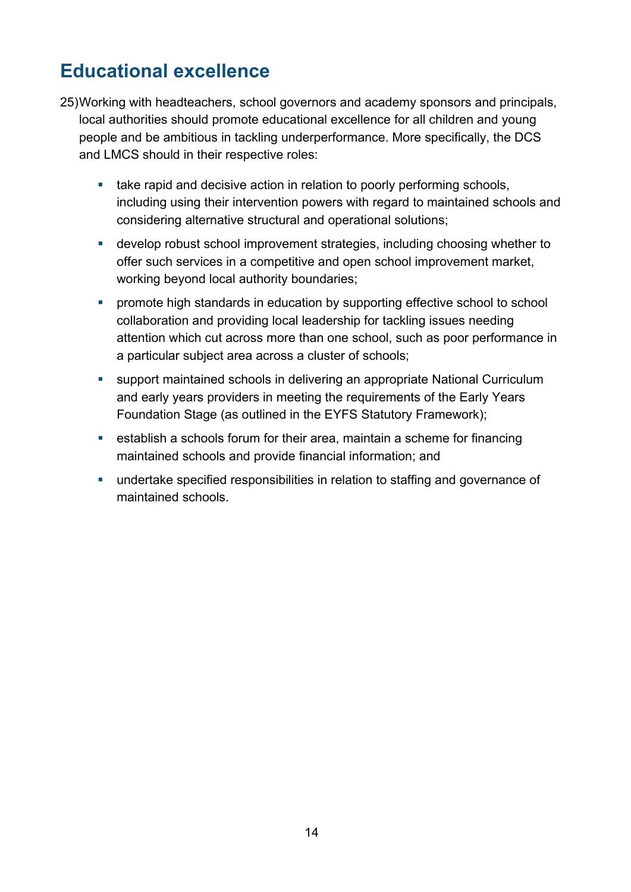## Educational excellence

25) Working with headteachers, school governors and academy sponsors and principals, local authorities should promote educational excellence for all children and young people and be ambitious in tackling underperformance. More specifically, the DCS and LMCS should in their respective roles:

- take rapid and decisive action in relation to poorly performing schools, including using their intervention powers with regard to maintained schools and considering alternative structural and operational solutions;
- develop robust school improvement strategies, including choosing whether to offer such services in a competitive and open school improvement market, working beyond local authority boundaries;
- promote high standards in education by supporting effective school to school collaboration and providing local leadership for tackling issues needing attention which cut across more than one school, such as poor performance in a particular subject area across a cluster of schools;
- support maintained schools in delivering an appropriate National Curriculum and early years providers in meeting the requirements of the Early Years Foundation Stage (as outlined in the EYFS Statutory Framework);
- establish a schools forum for their area, maintain a scheme for financing maintained schools and provide financial information; and
- undertake specified responsibilities in relation to staffing and governance of maintained schools.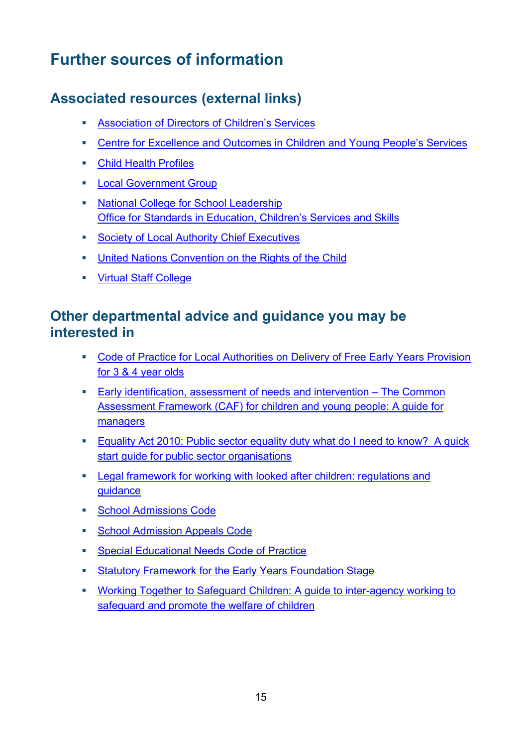# Further sources of information

## Associated resources (external links)

- Association of Directors of Children's Services
- Centre for Excellence and Outcomes in Children and Young People's Services
- Child Health Profiles
- Local Government Group
- National College for School Leadership
  Office for Standards in Education, Children's Services and Skills
- Society of Local Authority Chief Executives
- United Nations Convention on the Rights of the Child
- Virtual Staff College

## Other departmental advice and guidance you may be interested in

- Code of Practice for Local Authorities on Delivery of Free Early Years Provision for 3 & 4 year olds
- Early identification, assessment of needs and intervention – The Common Assessment Framework (CAF) for children and young people: A guide for managers
- Equality Act 2010: Public sector equality duty what do I need to know? A quick start guide for public sector organisations
- Legal framework for working with looked after children: regulations and guidance
- School Admissions Code
- School Admission Appeals Code
- Special Educational Needs Code of Practice
- Statutory Framework for the Early Years Foundation Stage
- Working Together to Safeguard Children: A guide to inter-agency working to safeguard and promote the welfare of children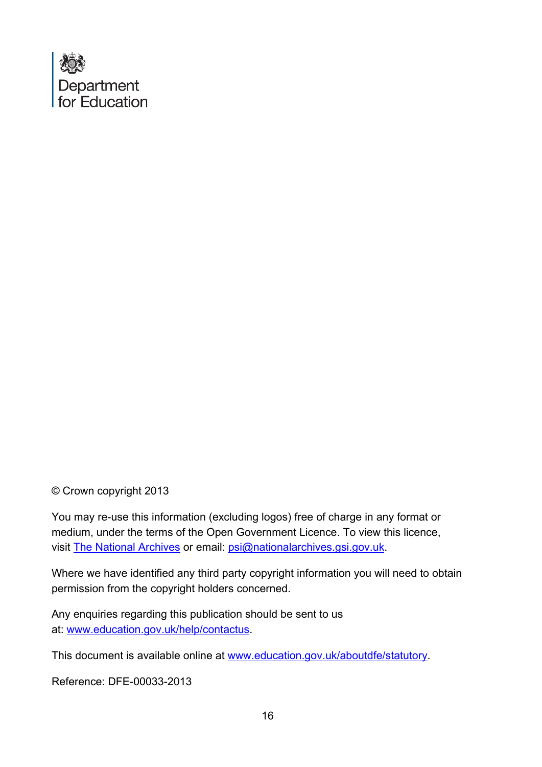Department for Education

© Crown copyright 2013

You may re-use this information (excluding logos) free of charge in any format or medium, under the terms of the Open Government Licence. To view this licence, visit [The National Archives](http://www.nationalarchives.gov.uk/doc/open-government-licence/) or email: [psi@nationalarchives.gsi.gov.uk](mailto:psi@nationalarchives.gsi.gov.uk).

Where we have identified any third party copyright information you will need to obtain permission from the copyright holders concerned.

Any enquiries regarding this publication should be sent to us at: [www.education.gov.uk/help/contactus](http://www.education.gov.uk/help/contactus).

This document is available online at [www.education.gov.uk/aboutdfe/statutory](http://www.education.gov.uk/aboutdfe/statutory).

Reference: DFE-00033-2013